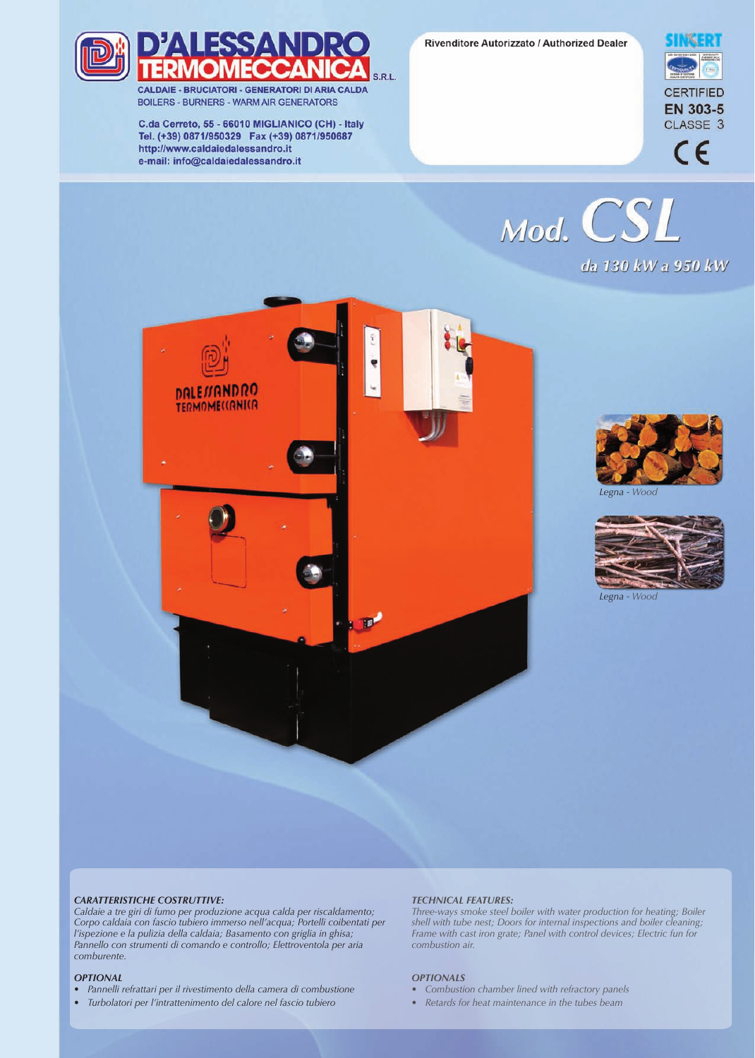# D'ALESSANDRO TERMOMECCANICA S.R.L.

CALDAIE - BRUCIATORI - GENERATORI DI ARIA CALDA
BOILERS - BURNERS - WARM AIR GENERATORS

C.da Cerreto, 55 - 66010 MIGLIANICO (CH) - Italy
Tel. (+39) 0871/950329 Fax (+39) 0871/950687
http://www.caldaiedalessandro.it
e-mail: info@caldaiedalessandro.it

Rivenditore Autorizzato / Authorized Dealer

SINCERT

CERTIFIED
EN 303-5
CLASSE 3

CE

# Mod. CSL

*da 130 kW a 950 kW*

*Legna - Wood*

*Legna - Wood*

### *CARATTERISTICHE COSTRUTTIVE:*

*Caldaie a tre giri di fumo per produzione acqua calda per riscaldamento; Corpo caldaia con fascio tubiero immerso nell'acqua; Portelli coibentati per l'ispezione e la pulizia della caldaia; Basamento con griglia in ghisa; Pannello con strumenti di comando e controllo; Elettroventola per aria comburente.*

### *OPTIONAL*

- *Pannelli refrattari per il rivestimento della camera di combustione*
- *Turbolatori per l'intrattenimento del calore nel fascio tubiero*

### *TECHNICAL FEATURES:*

*Three-ways smoke steel boiler with water production for heating; Boiler shell with tube nest; Doors for internal inspections and boiler cleaning; Frame with cast iron grate; Panel with control devices; Electric fun for combustion air.*

### *OPTIONALS*

- *Combustion chamber lined with refractory panels*
- *Retards for heat maintenance in the tubes beam*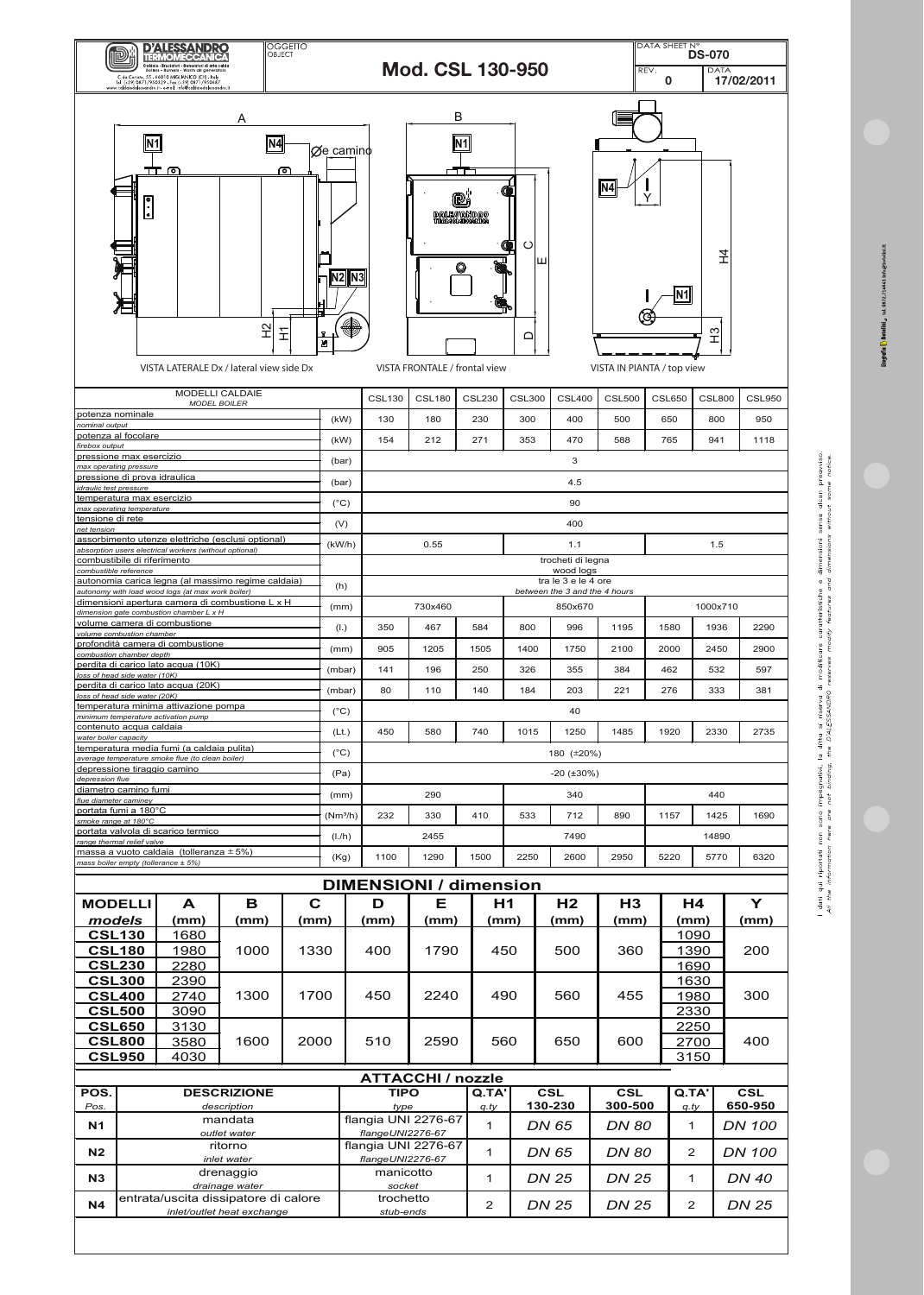D'ALESSANDRO TERMOMECCANICA

Caldaie - Bruciatori - Generatori di aria calda / Boilers - Burners - Warm air generators

C.da Cerreto, 55 - 66010 MIGLIANICO (CH) - Italy
Tel. (+39) 0871/950329 - Fax (+39) 0871/950467
www.caldaiedalessandro.it - e-mail: info@caldaiedalessandro.it

OGGETTO / OBJECT

# Mod. CSL 130-950

DATA SHEET N° DS-070

REV. 0

DATA 17/02/2011

A

N1 N4 Øe camino N2 N3 H2 H1

VISTA LATERALE Dx / lateral view side Dx

B

N1 C E D

VISTA FRONTALE / frontal view

N4 Y H4 N1 H3

VISTA IN PIANTA / top view

| MODELLI CALDAIE *MODEL BOILER* | | CSL130 | CSL180 | CSL230 | CSL300 | CSL400 | CSL500 | CSL650 | CSL800 | CSL950 |
|---|---|---|---|---|---|---|---|---|---|---|
| potenza nominale *nominal output* | (kW) | 130 | 180 | 230 | 300 | 400 | 500 | 650 | 800 | 950 |
| potenza al focolare *firebox output* | (kW) | 154 | 212 | 271 | 353 | 470 | 588 | 765 | 941 | 1118 |
| pressione max esercizio *max operating pressure* | (bar) | 3 | | | | | | | | |
| pressione di prova idraulica *idraulic test pressure* | (bar) | 4.5 | | | | | | | | |
| temperatura max esercizio *max operating temperature* | (°C) | 90 | | | | | | | | |
| tensione di rete *net tension* | (V) | 400 | | | | | | | | |
| assorbimento utenze elettriche (esclusi optional) *absorption users electrical workers (without optional)* | (kW/h) | 0.55 | | | 1.1 | | | 1.5 | | |
| combustibile di riferimento *combustible reference* | | trocheti di legna *wood logs* | | | | | | | | |
| autonomia carica legna (al massimo regime caldaia) *autonomy with load wood logs (at max work boiler)* | (h) | tra le 3 e le 4 ore *between the 3 and the 4 hours* | | | | | | | | |
| dimensioni apertura camera di combustione L x H *dimension gate combustion chamber L x H* | (mm) | 730x460 | | | 850x670 | | | 1000x710 | | |
| volume camera di combustione *volume combustion chamber* | (l.) | 350 | 467 | 584 | 800 | 996 | 1195 | 1580 | 1936 | 2290 |
| profondità camera di combustione *combustion chamber depth* | (mm) | 905 | 1205 | 1505 | 1400 | 1750 | 2100 | 2000 | 2450 | 2900 |
| perdita di carico lato acqua (10K) *loss of head side water (10K)* | (mbar) | 141 | 196 | 250 | 326 | 355 | 384 | 462 | 532 | 597 |
| perdita di carico lato acqua (20K) *loss of head side water (20K)* | (mbar) | 80 | 110 | 140 | 184 | 203 | 221 | 276 | 333 | 381 |
| temperatura minima attivazione pompa *minimum temperature activation pump* | (°C) | 40 | | | | | | | | |
| contenuto acqua caldaia *water boiler capacity* | (Lt.) | 450 | 580 | 740 | 1015 | 1250 | 1485 | 1920 | 2330 | 2735 |
| temperatura media fumi (a caldaia pulita) *average temperature smoke flue (to clean boiler)* | (°C) | 180 (±20%) | | | | | | | | |
| depressione tiraggio camino *depression flue* | (Pa) | -20 (±30%) | | | | | | | | |
| diametro camino fumi *flue diameter caminey* | (mm) | 290 | | | 340 | | | 440 | | |
| portata fumi a 180°C *smoke range at 180°C* | (Nm³/h) | 232 | 330 | 410 | 533 | 712 | 890 | 1157 | 1425 | 1690 |
| portata valvola di scarico termico *range thermal relief valve* | (l./h) | 2455 | | | 7490 | | | 14890 | | |
| massa a vuoto caldaia (tolleranza ± 5%) *mass boiler empty (tolerance ± 5%)* | (Kg) | 1100 | 1290 | 1500 | 2250 | 2600 | 2950 | 5220 | 5770 | 6320 |

## DIMENSIONI / dimension

| MODELLI *models* | A (mm) | B (mm) | C (mm) | D (mm) | E (mm) | H1 (mm) | H2 (mm) | H3 (mm) | H4 (mm) | Y (mm) |
|---|---|---|---|---|---|---|---|---|---|---|
| CSL130 | 1680 | 1000 | 1330 | 400 | 1790 | 450 | 500 | 360 | 1090 | 200 |
| CSL180 | 1980 | | | | | | | | 1390 | |
| CSL230 | 2280 | | | | | | | | 1690 | |
| CSL300 | 2390 | 1300 | 1700 | 450 | 2240 | 490 | 560 | 455 | 1630 | 300 |
| CSL400 | 2740 | | | | | | | | 1980 | |
| CSL500 | 3090 | | | | | | | | 2330 | |
| CSL650 | 3130 | 1600 | 2000 | 510 | 2590 | 560 | 650 | 600 | 2250 | 400 |
| CSL800 | 3580 | | | | | | | | 2700 | |
| CSL950 | 4030 | | | | | | | | 3150 | |

## ATTACCHI / nozzle

| POS. *Pos.* | DESCRIZIONE *description* | TIPO *type* | Q.TA' *q.ty* | CSL 130-230 | CSL 300-500 | Q.TA' *q.ty* | CSL 650-950 |
|---|---|---|---|---|---|---|---|
| N1 | mandata *outlet water* | flangia UNI 2276-67 *flangeUNI2276-67* | 1 | *DN 65* | *DN 80* | 1 | *DN 100* |
| N2 | ritorno *inlet water* | flangia UNI 2276-67 *flangeUNI2276-67* | 1 | *DN 65* | *DN 80* | 2 | *DN 100* |
| N3 | drenaggio *drainage water* | manicotto *socket* | 1 | *DN 25* | *DN 25* | 1 | *DN 40* |
| N4 | entrata/uscita dissipatore di calore *inlet/outlet heat exchange* | trochetto *stub-ends* | 2 | *DN 25* | *DN 25* | 2 | *DN 25* |

*I dati qui riportati non sono impegnativi, la ditta si riserva di modificare caratteristiche e dimensioni senza alcun preavviso. All the information here are not binding, the D'ALESSANDRO reserves modify features and dimensions without some notice.*